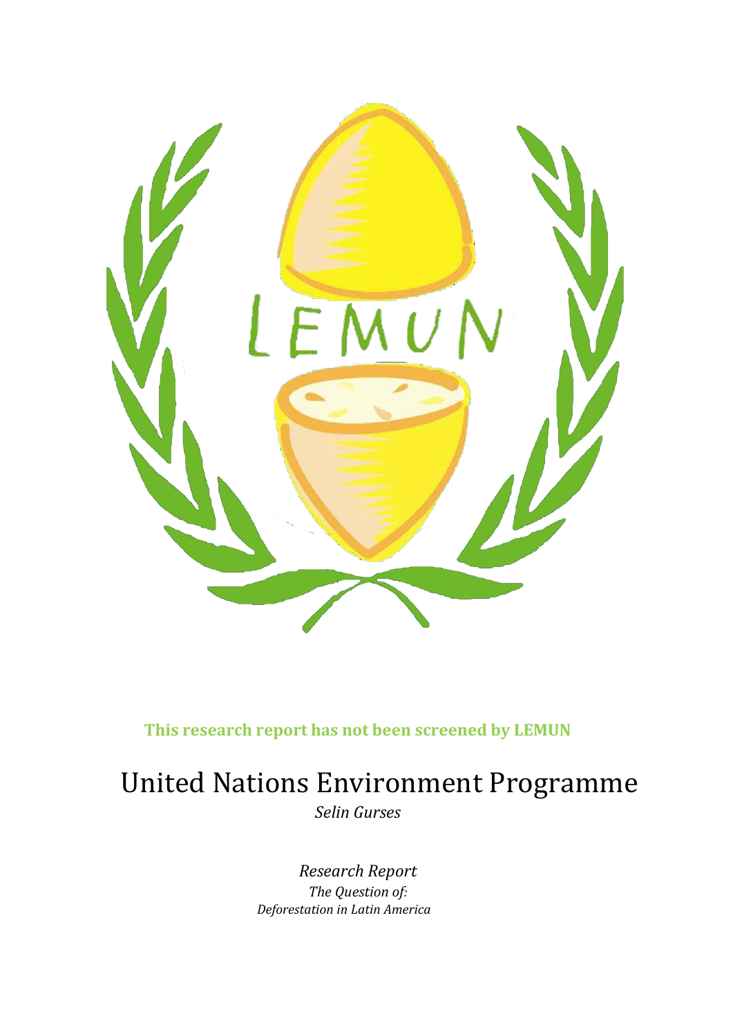**This research report has not been screened by LEMUN**

# United Nations Environment Programme

*Selin Gurses*

*Research Report*

*The Question of:*

*Deforestation in Latin America*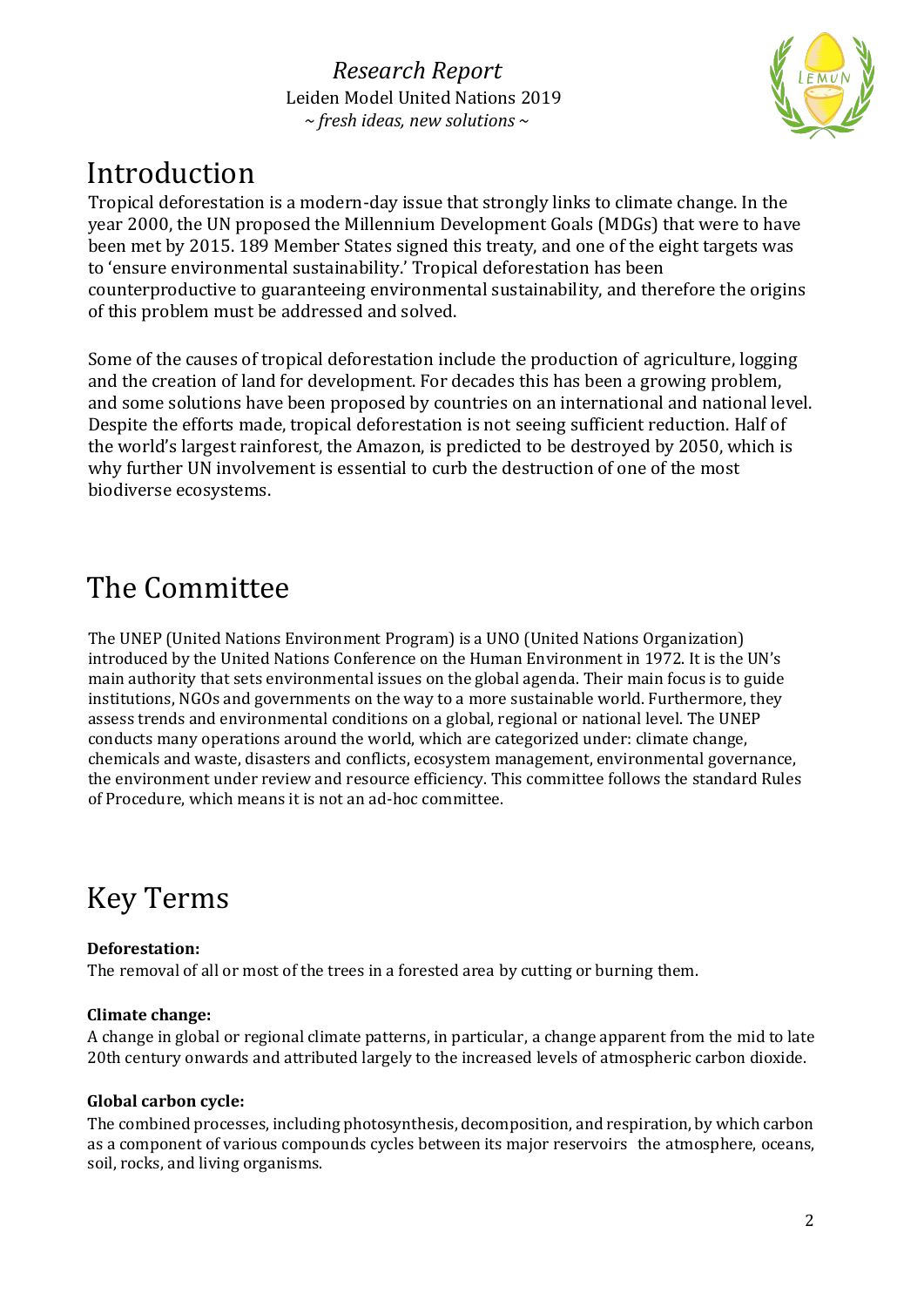# Introduction

Tropical deforestation is a modern-day issue that strongly links to climate change. In the year 2000, the UN proposed the Millennium Development Goals (MDGs) that were to have been met by 2015. 189 Member States signed this treaty, and one of the eight targets was to 'ensure environmental sustainability.' Tropical deforestation has been counterproductive to guaranteeing environmental sustainability, and therefore the origins of this problem must be addressed and solved.

Some of the causes of tropical deforestation include the production of agriculture, logging and the creation of land for development. For decades this has been a growing problem, and some solutions have been proposed by countries on an international and national level. Despite the efforts made, tropical deforestation is not seeing sufficient reduction. Half of the world's largest rainforest, the Amazon, is predicted to be destroyed by 2050, which is why further UN involvement is essential to curb the destruction of one of the most biodiverse ecosystems.

# The Committee

The UNEP (United Nations Environment Program) is a UNO (United Nations Organization) introduced by the United Nations Conference on the Human Environment in 1972. It is the UN's main authority that sets environmental issues on the global agenda. Their main focus is to guide institutions, NGOs and governments on the way to a more sustainable world. Furthermore, they assess trends and environmental conditions on a global, regional or national level. The UNEP conducts many operations around the world, which are categorized under: climate change, chemicals and waste, disasters and conflicts, ecosystem management, environmental governance, the environment under review and resource efficiency. This committee follows the standard Rules of Procedure, which means it is not an ad-hoc committee.

# Key Terms

**Deforestation:**
The removal of all or most of the trees in a forested area by cutting or burning them.

**Climate change:**
A change in global or regional climate patterns, in particular, a change apparent from the mid to late 20th century onwards and attributed largely to the increased levels of atmospheric carbon dioxide.

**Global carbon cycle:**
The combined processes, including photosynthesis, decomposition, and respiration, by which carbon as a component of various compounds cycles between its major reservoirs the atmosphere, oceans, soil, rocks, and living organisms.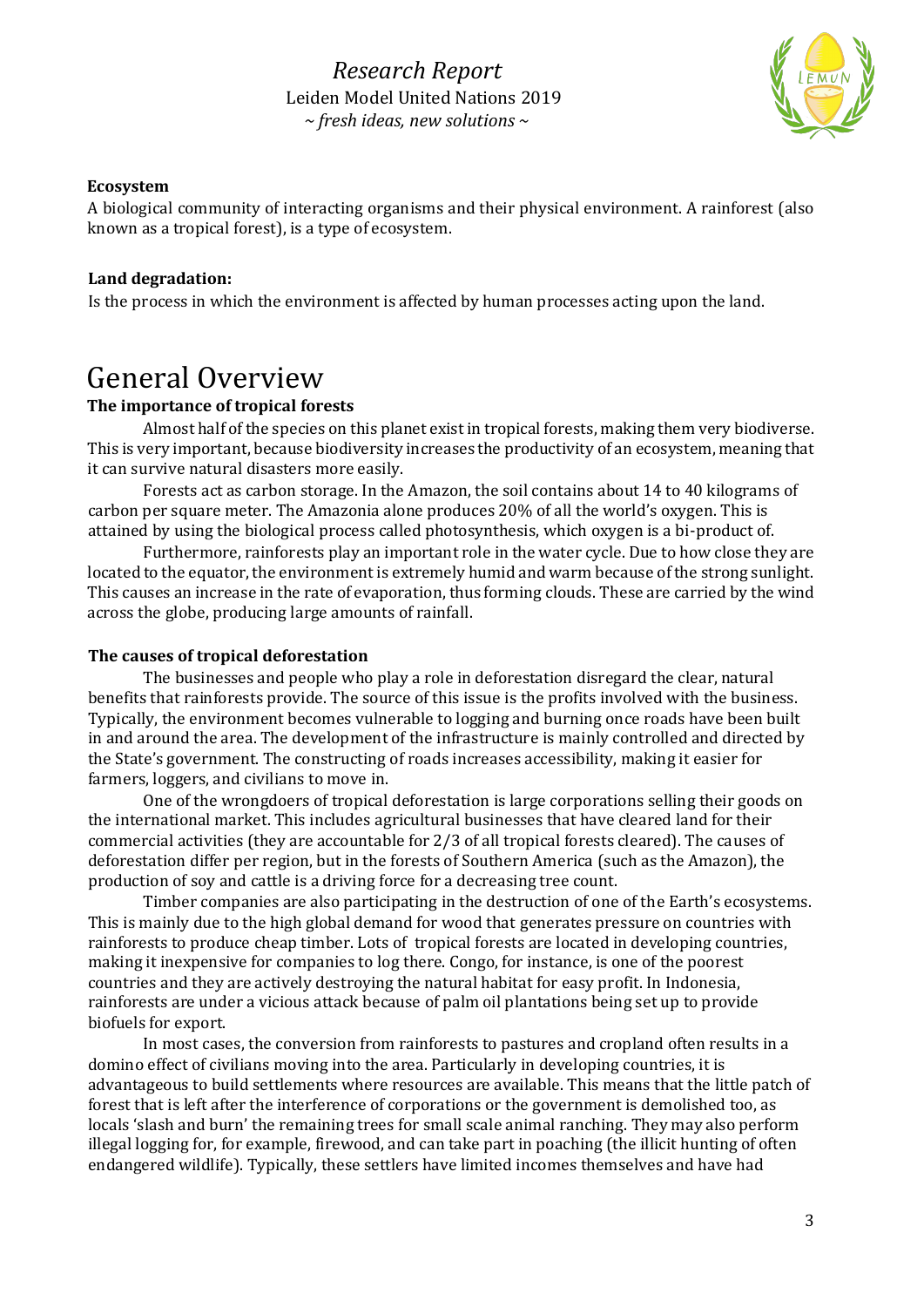**Ecosystem**

A biological community of interacting organisms and their physical environment. A rainforest (also known as a tropical forest), is a type of ecosystem.

**Land degradation:**

Is the process in which the environment is affected by human processes acting upon the land.

# General Overview

**The importance of tropical forests**

Almost half of the species on this planet exist in tropical forests, making them very biodiverse. This is very important, because biodiversity increases the productivity of an ecosystem, meaning that it can survive natural disasters more easily.

Forests act as carbon storage. In the Amazon, the soil contains about 14 to 40 kilograms of carbon per square meter. The Amazonia alone produces 20% of all the world's oxygen. This is attained by using the biological process called photosynthesis, which oxygen is a bi-product of.

Furthermore, rainforests play an important role in the water cycle. Due to how close they are located to the equator, the environment is extremely humid and warm because of the strong sunlight. This causes an increase in the rate of evaporation, thus forming clouds. These are carried by the wind across the globe, producing large amounts of rainfall.

**The causes of tropical deforestation**

The businesses and people who play a role in deforestation disregard the clear, natural benefits that rainforests provide. The source of this issue is the profits involved with the business. Typically, the environment becomes vulnerable to logging and burning once roads have been built in and around the area. The development of the infrastructure is mainly controlled and directed by the State's government. The constructing of roads increases accessibility, making it easier for farmers, loggers, and civilians to move in.

One of the wrongdoers of tropical deforestation is large corporations selling their goods on the international market. This includes agricultural businesses that have cleared land for their commercial activities (they are accountable for 2/3 of all tropical forests cleared). The causes of deforestation differ per region, but in the forests of Southern America (such as the Amazon), the production of soy and cattle is a driving force for a decreasing tree count.

Timber companies are also participating in the destruction of one of the Earth's ecosystems. This is mainly due to the high global demand for wood that generates pressure on countries with rainforests to produce cheap timber. Lots of tropical forests are located in developing countries, making it inexpensive for companies to log there. Congo, for instance, is one of the poorest countries and they are actively destroying the natural habitat for easy profit. In Indonesia, rainforests are under a vicious attack because of palm oil plantations being set up to provide biofuels for export.

In most cases, the conversion from rainforests to pastures and cropland often results in a domino effect of civilians moving into the area. Particularly in developing countries, it is advantageous to build settlements where resources are available. This means that the little patch of forest that is left after the interference of corporations or the government is demolished too, as locals 'slash and burn' the remaining trees for small scale animal ranching. They may also perform illegal logging for, for example, firewood, and can take part in poaching (the illicit hunting of often endangered wildlife). Typically, these settlers have limited incomes themselves and have had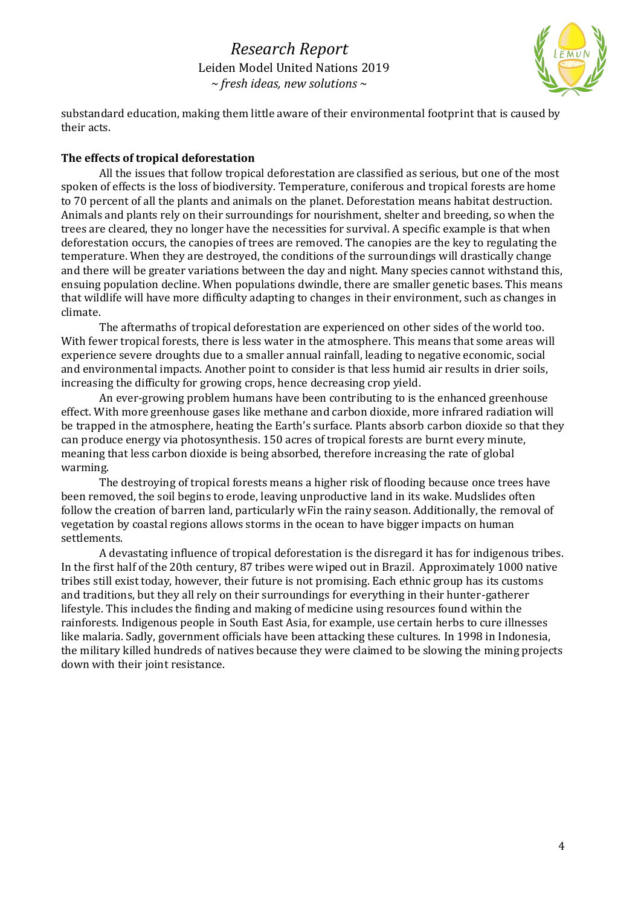substandard education, making them little aware of their environmental footprint that is caused by their acts.

**The effects of tropical deforestation**

All the issues that follow tropical deforestation are classified as serious, but one of the most spoken of effects is the loss of biodiversity. Temperature, coniferous and tropical forests are home to 70 percent of all the plants and animals on the planet. Deforestation means habitat destruction. Animals and plants rely on their surroundings for nourishment, shelter and breeding, so when the trees are cleared, they no longer have the necessities for survival. A specific example is that when deforestation occurs, the canopies of trees are removed. The canopies are the key to regulating the temperature. When they are destroyed, the conditions of the surroundings will drastically change and there will be greater variations between the day and night. Many species cannot withstand this, ensuing population decline. When populations dwindle, there are smaller genetic bases. This means that wildlife will have more difficulty adapting to changes in their environment, such as changes in climate.

The aftermaths of tropical deforestation are experienced on other sides of the world too. With fewer tropical forests, there is less water in the atmosphere. This means that some areas will experience severe droughts due to a smaller annual rainfall, leading to negative economic, social and environmental impacts. Another point to consider is that less humid air results in drier soils, increasing the difficulty for growing crops, hence decreasing crop yield.

An ever-growing problem humans have been contributing to is the enhanced greenhouse effect. With more greenhouse gases like methane and carbon dioxide, more infrared radiation will be trapped in the atmosphere, heating the Earth's surface. Plants absorb carbon dioxide so that they can produce energy via photosynthesis. 150 acres of tropical forests are burnt every minute, meaning that less carbon dioxide is being absorbed, therefore increasing the rate of global warming.

The destroying of tropical forests means a higher risk of flooding because once trees have been removed, the soil begins to erode, leaving unproductive land in its wake. Mudslides often follow the creation of barren land, particularly wFin the rainy season. Additionally, the removal of vegetation by coastal regions allows storms in the ocean to have bigger impacts on human settlements.

A devastating influence of tropical deforestation is the disregard it has for indigenous tribes. In the first half of the 20th century, 87 tribes were wiped out in Brazil. Approximately 1000 native tribes still exist today, however, their future is not promising. Each ethnic group has its customs and traditions, but they all rely on their surroundings for everything in their hunter-gatherer lifestyle. This includes the finding and making of medicine using resources found within the rainforests. Indigenous people in South East Asia, for example, use certain herbs to cure illnesses like malaria. Sadly, government officials have been attacking these cultures. In 1998 in Indonesia, the military killed hundreds of natives because they were claimed to be slowing the mining projects down with their joint resistance.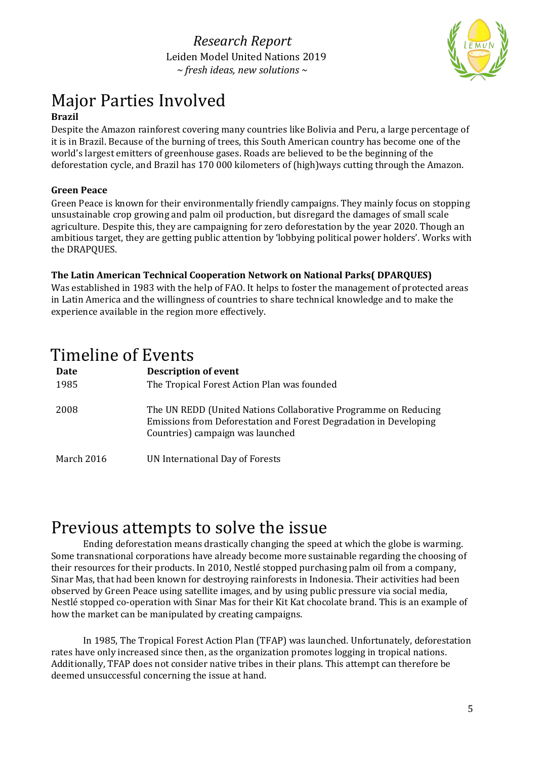# Major Parties Involved

**Brazil**

Despite the Amazon rainforest covering many countries like Bolivia and Peru, a large percentage of it is in Brazil. Because of the burning of trees, this South American country has become one of the world's largest emitters of greenhouse gases. Roads are believed to be the beginning of the deforestation cycle, and Brazil has 170 000 kilometers of (high)ways cutting through the Amazon.

**Green Peace**

Green Peace is known for their environmentally friendly campaigns. They mainly focus on stopping unsustainable crop growing and palm oil production, but disregard the damages of small scale agriculture. Despite this, they are campaigning for zero deforestation by the year 2020. Though an ambitious target, they are getting public attention by 'lobbying political power holders'. Works with the DRAPQUES.

**The Latin American Technical Cooperation Network on National Parks( DPARQUES)**

Was established in 1983 with the help of FAO. It helps to foster the management of protected areas in Latin America and the willingness of countries to share technical knowledge and to make the experience available in the region more effectively.

# Timeline of Events

| Date | Description of event |
|---|---|
| 1985 | The Tropical Forest Action Plan was founded |
| 2008 | The UN REDD (United Nations Collaborative Programme on Reducing Emissions from Deforestation and Forest Degradation in Developing Countries) campaign was launched |
| March 2016 | UN International Day of Forests |

# Previous attempts to solve the issue

Ending deforestation means drastically changing the speed at which the globe is warming. Some transnational corporations have already become more sustainable regarding the choosing of their resources for their products. In 2010, Nestlé stopped purchasing palm oil from a company, Sinar Mas, that had been known for destroying rainforests in Indonesia. Their activities had been observed by Green Peace using satellite images, and by using public pressure via social media, Nestlé stopped co-operation with Sinar Mas for their Kit Kat chocolate brand. This is an example of how the market can be manipulated by creating campaigns.

In 1985, The Tropical Forest Action Plan (TFAP) was launched. Unfortunately, deforestation rates have only increased since then, as the organization promotes logging in tropical nations. Additionally, TFAP does not consider native tribes in their plans. This attempt can therefore be deemed unsuccessful concerning the issue at hand.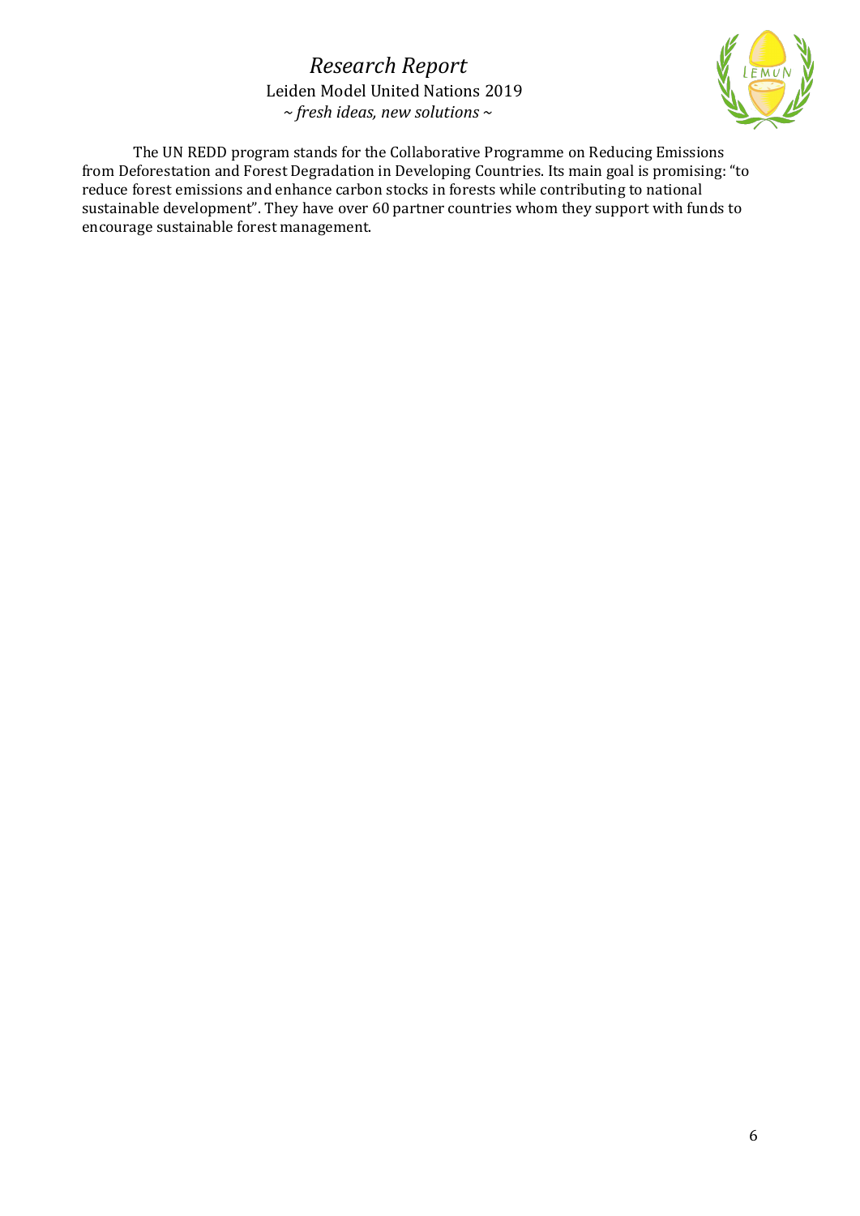The UN REDD program stands for the Collaborative Programme on Reducing Emissions from Deforestation and Forest Degradation in Developing Countries. Its main goal is promising: "to reduce forest emissions and enhance carbon stocks in forests while contributing to national sustainable development". They have over 60 partner countries whom they support with funds to encourage sustainable forest management.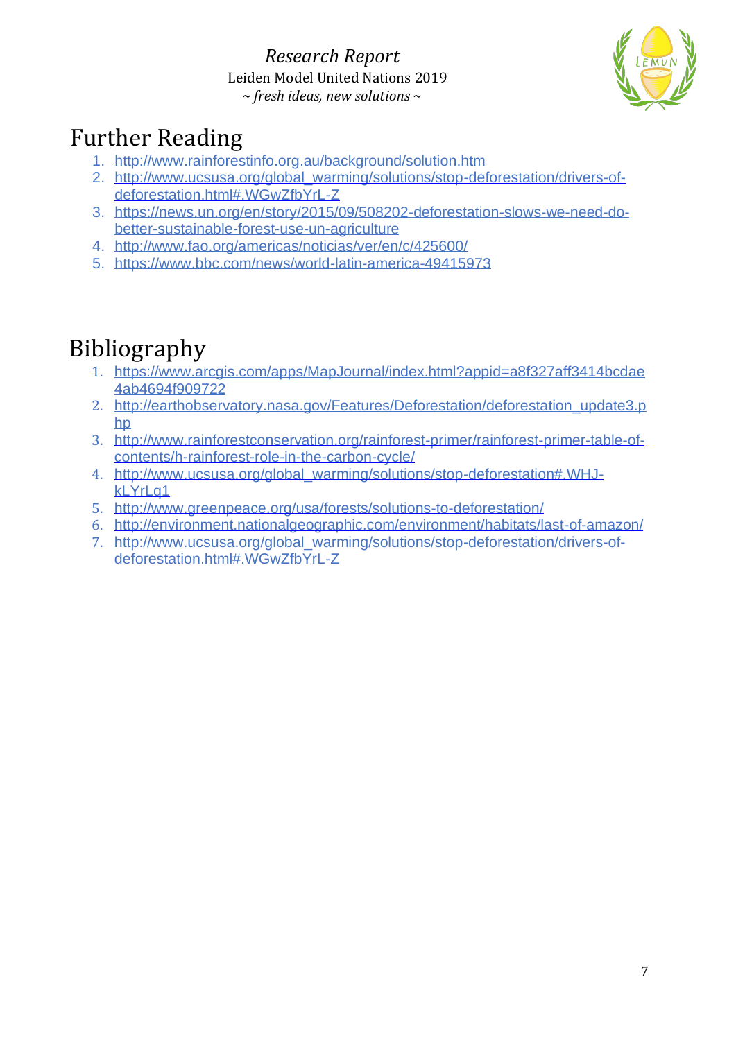# Further Reading

1. http://www.rainforestinfo.org.au/background/solution.htm
2. http://www.ucsusa.org/global_warming/solutions/stop-deforestation/drivers-of-deforestation.html#.WGwZfbYrL-Z
3. https://news.un.org/en/story/2015/09/508202-deforestation-slows-we-need-do-better-sustainable-forest-use-un-agriculture
4. http://www.fao.org/americas/noticias/ver/en/c/425600/
5. https://www.bbc.com/news/world-latin-america-49415973

# Bibliography

1. https://www.arcgis.com/apps/MapJournal/index.html?appid=a8f327aff3414bcdae4ab4694f909722
2. http://earthobservatory.nasa.gov/Features/Deforestation/deforestation_update3.php
3. http://www.rainforestconservation.org/rainforest-primer/rainforest-primer-table-of-contents/h-rainforest-role-in-the-carbon-cycle/
4. http://www.ucsusa.org/global_warming/solutions/stop-deforestation#.WHJ-kLYrLq1
5. http://www.greenpeace.org/usa/forests/solutions-to-deforestation/
6. http://environment.nationalgeographic.com/environment/habitats/last-of-amazon/
7. http://www.ucsusa.org/global_warming/solutions/stop-deforestation/drivers-of-deforestation.html#.WGwZfbYrL-Z